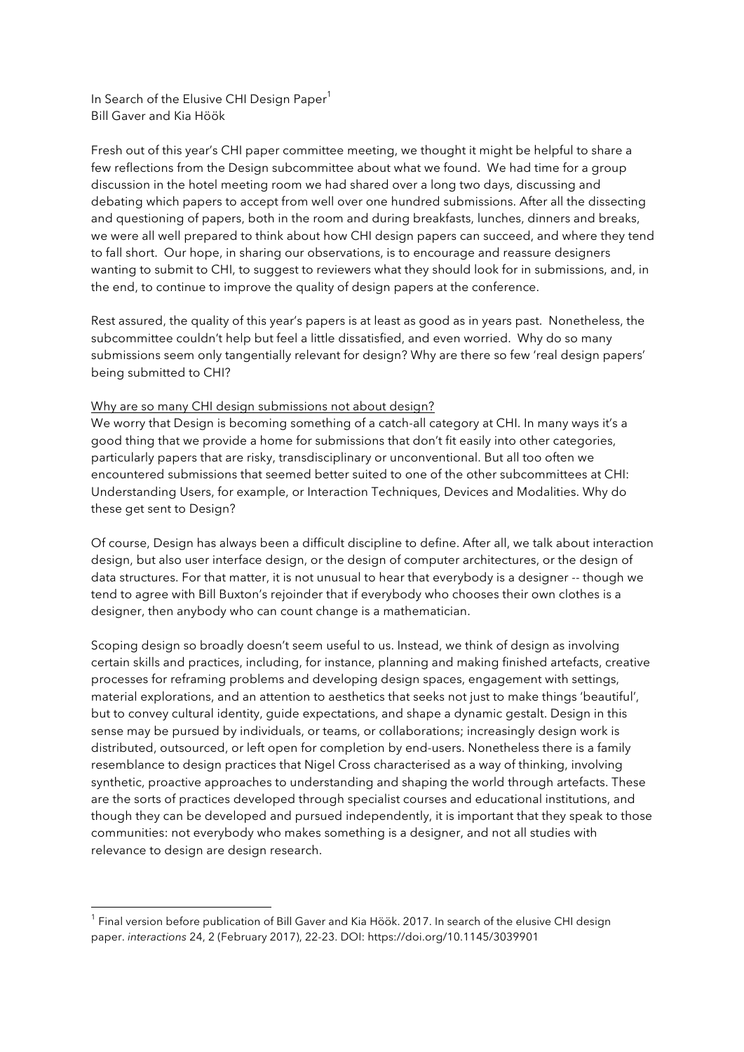# In Search of the Elusive CHI Design Paper[1]

Bill Gaver and Kia Höök

Fresh out of this year's CHI paper committee meeting, we thought it might be helpful to share a few reflections from the Design subcommittee about what we found. We had time for a group discussion in the hotel meeting room we had shared over a long two days, discussing and debating which papers to accept from well over one hundred submissions. After all the dissecting and questioning of papers, both in the room and during breakfasts, lunches, dinners and breaks, we were all well prepared to think about how CHI design papers can succeed, and where they tend to fall short. Our hope, in sharing our observations, is to encourage and reassure designers wanting to submit to CHI, to suggest to reviewers what they should look for in submissions, and, in the end, to continue to improve the quality of design papers at the conference.

Rest assured, the quality of this year's papers is at least as good as in years past. Nonetheless, the subcommittee couldn't help but feel a little dissatisfied, and even worried. Why do so many submissions seem only tangentially relevant for design? Why are there so few 'real design papers' being submitted to CHI?

## Why are so many CHI design submissions not about design?

We worry that Design is becoming something of a catch-all category at CHI. In many ways it's a good thing that we provide a home for submissions that don't fit easily into other categories, particularly papers that are risky, transdisciplinary or unconventional. But all too often we encountered submissions that seemed better suited to one of the other subcommittees at CHI: Understanding Users, for example, or Interaction Techniques, Devices and Modalities. Why do these get sent to Design?

Of course, Design has always been a difficult discipline to define. After all, we talk about interaction design, but also user interface design, or the design of computer architectures, or the design of data structures. For that matter, it is not unusual to hear that everybody is a designer -- though we tend to agree with Bill Buxton's rejoinder that if everybody who chooses their own clothes is a designer, then anybody who can count change is a mathematician.

Scoping design so broadly doesn't seem useful to us. Instead, we think of design as involving certain skills and practices, including, for instance, planning and making finished artefacts, creative processes for reframing problems and developing design spaces, engagement with settings, material explorations, and an attention to aesthetics that seeks not just to make things 'beautiful', but to convey cultural identity, guide expectations, and shape a dynamic gestalt. Design in this sense may be pursued by individuals, or teams, or collaborations; increasingly design work is distributed, outsourced, or left open for completion by end-users. Nonetheless there is a family resemblance to design practices that Nigel Cross characterised as a way of thinking, involving synthetic, proactive approaches to understanding and shaping the world through artefacts. These are the sorts of practices developed through specialist courses and educational institutions, and though they can be developed and pursued independently, it is important that they speak to those communities: not everybody who makes something is a designer, and not all studies with relevance to design are design research.

---

[1] Final version before publication of Bill Gaver and Kia Höök. 2017. In search of the elusive CHI design paper. *interactions* 24, 2 (February 2017), 22-23. DOI: https://doi.org/10.1145/3039901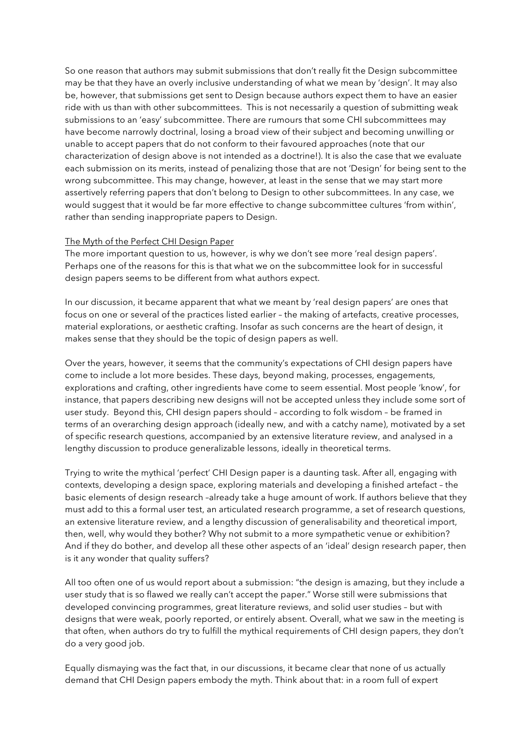So one reason that authors may submit submissions that don't really fit the Design subcommittee may be that they have an overly inclusive understanding of what we mean by 'design'. It may also be, however, that submissions get sent to Design because authors expect them to have an easier ride with us than with other subcommittees. This is not necessarily a question of submitting weak submissions to an 'easy' subcommittee. There are rumours that some CHI subcommittees may have become narrowly doctrinal, losing a broad view of their subject and becoming unwilling or unable to accept papers that do not conform to their favoured approaches (note that our characterization of design above is not intended as a doctrine!). It is also the case that we evaluate each submission on its merits, instead of penalizing those that are not 'Design' for being sent to the wrong subcommittee. This may change, however, at least in the sense that we may start more assertively referring papers that don't belong to Design to other subcommittees. In any case, we would suggest that it would be far more effective to change subcommittee cultures 'from within', rather than sending inappropriate papers to Design.

<u>The Myth of the Perfect CHI Design Paper</u>

The more important question to us, however, is why we don't see more 'real design papers'. Perhaps one of the reasons for this is that what we on the subcommittee look for in successful design papers seems to be different from what authors expect.

In our discussion, it became apparent that what we meant by 'real design papers' are ones that focus on one or several of the practices listed earlier – the making of artefacts, creative processes, material explorations, or aesthetic crafting. Insofar as such concerns are the heart of design, it makes sense that they should be the topic of design papers as well.

Over the years, however, it seems that the community's expectations of CHI design papers have come to include a lot more besides. These days, beyond making, processes, engagements, explorations and crafting, other ingredients have come to seem essential. Most people 'know', for instance, that papers describing new designs will not be accepted unless they include some sort of user study. Beyond this, CHI design papers should – according to folk wisdom – be framed in terms of an overarching design approach (ideally new, and with a catchy name), motivated by a set of specific research questions, accompanied by an extensive literature review, and analysed in a lengthy discussion to produce generalizable lessons, ideally in theoretical terms.

Trying to write the mythical 'perfect' CHI Design paper is a daunting task. After all, engaging with contexts, developing a design space, exploring materials and developing a finished artefact – the basic elements of design research –already take a huge amount of work. If authors believe that they must add to this a formal user test, an articulated research programme, a set of research questions, an extensive literature review, and a lengthy discussion of generalisability and theoretical import, then, well, why would they bother? Why not submit to a more sympathetic venue or exhibition? And if they do bother, and develop all these other aspects of an 'ideal' design research paper, then is it any wonder that quality suffers?

All too often one of us would report about a submission: "the design is amazing, but they include a user study that is so flawed we really can't accept the paper." Worse still were submissions that developed convincing programmes, great literature reviews, and solid user studies – but with designs that were weak, poorly reported, or entirely absent. Overall, what we saw in the meeting is that often, when authors do try to fulfill the mythical requirements of CHI design papers, they don't do a very good job.

Equally dismaying was the fact that, in our discussions, it became clear that none of us actually demand that CHI Design papers embody the myth. Think about that: in a room full of expert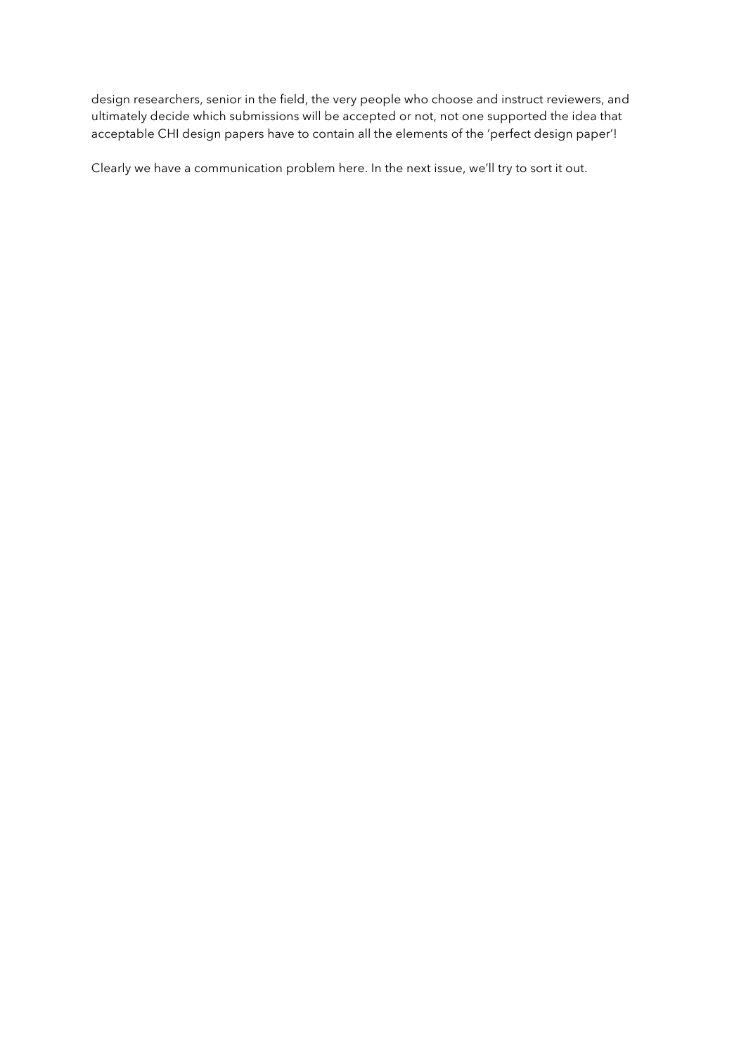design researchers, senior in the field, the very people who choose and instruct reviewers, and ultimately decide which submissions will be accepted or not, not one supported the idea that acceptable CHI design papers have to contain all the elements of the 'perfect design paper'!

Clearly we have a communication problem here. In the next issue, we'll try to sort it out.